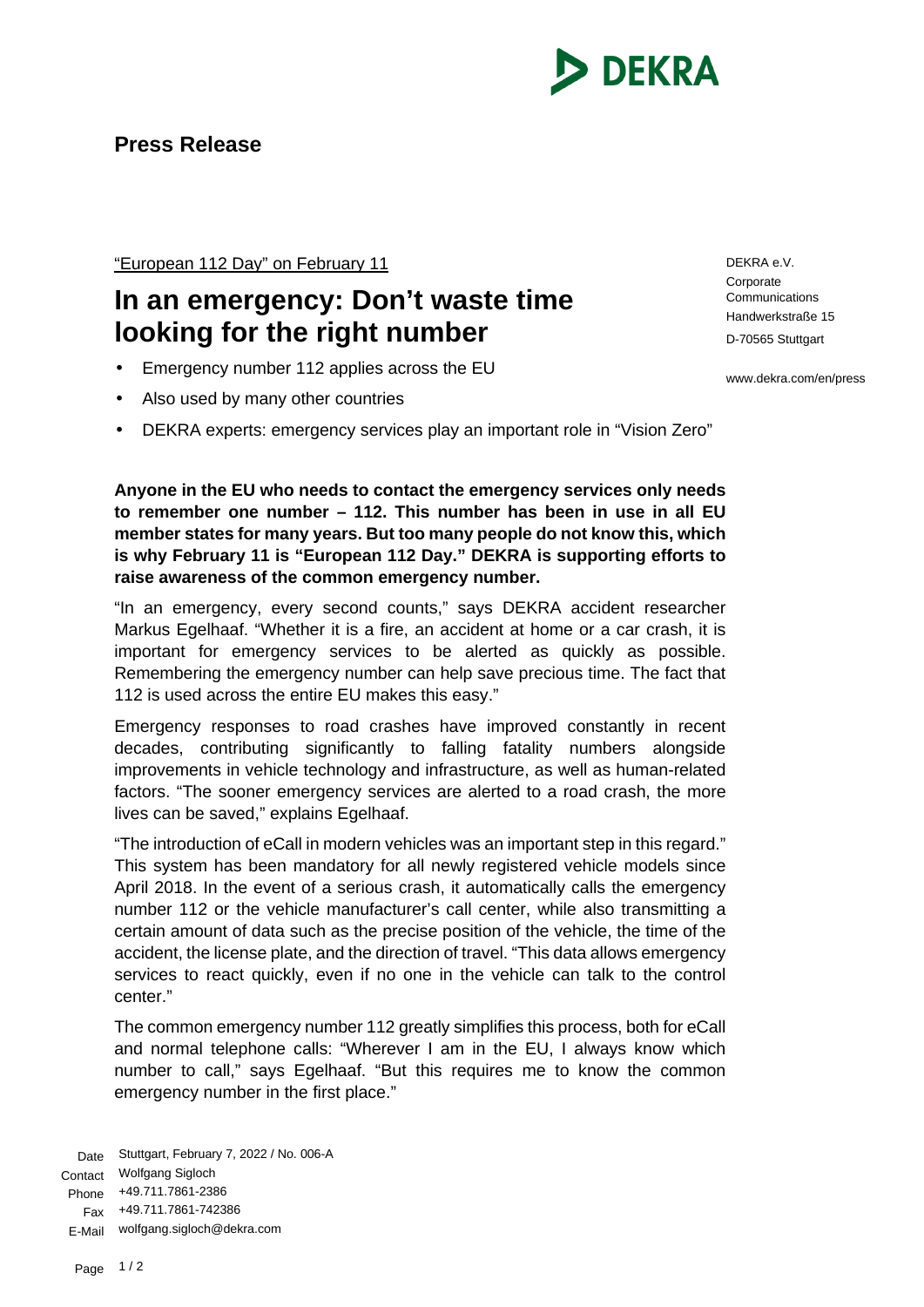**Press Release**

"European 112 Day" on February 11

# In an emergency: Don't waste time looking for the right number

- Emergency number 112 applies across the EU
- Also used by many other countries
- DEKRA experts: emergency services play an important role in "Vision Zero"

DEKRA e.V.
Corporate Communications
Handwerkstraße 15
D-70565 Stuttgart

www.dekra.com/en/press

**Anyone in the EU who needs to contact the emergency services only needs to remember one number – 112. This number has been in use in all EU member states for many years. But too many people do not know this, which is why February 11 is "European 112 Day." DEKRA is supporting efforts to raise awareness of the common emergency number.**

"In an emergency, every second counts," says DEKRA accident researcher Markus Egelhaaf. "Whether it is a fire, an accident at home or a car crash, it is important for emergency services to be alerted as quickly as possible. Remembering the emergency number can help save precious time. The fact that 112 is used across the entire EU makes this easy."

Emergency responses to road crashes have improved constantly in recent decades, contributing significantly to falling fatality numbers alongside improvements in vehicle technology and infrastructure, as well as human-related factors. "The sooner emergency services are alerted to a road crash, the more lives can be saved," explains Egelhaaf.

"The introduction of eCall in modern vehicles was an important step in this regard." This system has been mandatory for all newly registered vehicle models since April 2018. In the event of a serious crash, it automatically calls the emergency number 112 or the vehicle manufacturer's call center, while also transmitting a certain amount of data such as the precise position of the vehicle, the time of the accident, the license plate, and the direction of travel. "This data allows emergency services to react quickly, even if no one in the vehicle can talk to the control center."

The common emergency number 112 greatly simplifies this process, both for eCall and normal telephone calls: "Wherever I am in the EU, I always know which number to call," says Egelhaaf. "But this requires me to know the common emergency number in the first place."

Date: Stuttgart, February 7, 2022 / No. 006-A
Contact: Wolfgang Sigloch
Phone: +49.711.7861-2386
Fax: +49.711.7861-742386
E-Mail: wolfgang.sigloch@dekra.com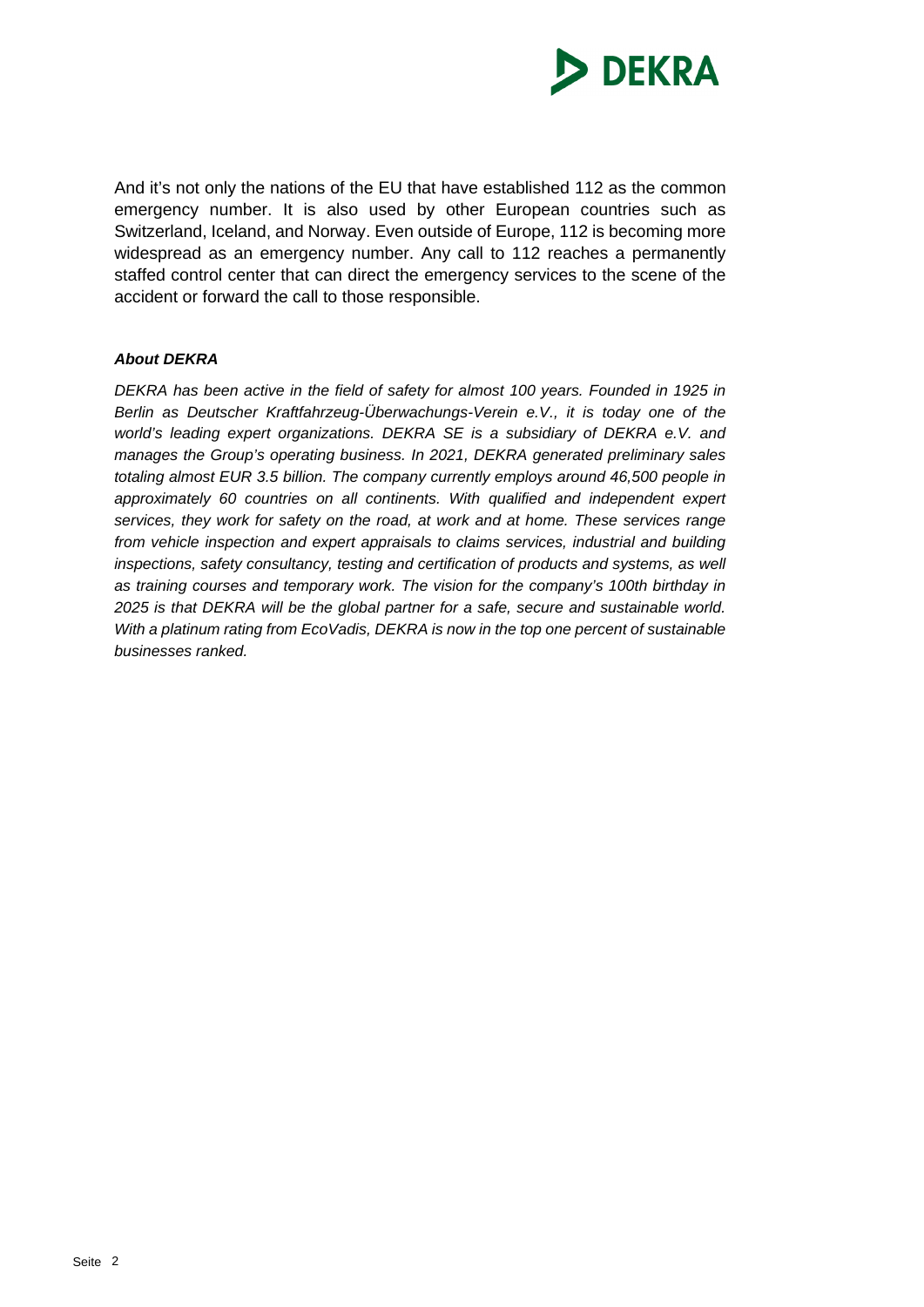And it's not only the nations of the EU that have established 112 as the common emergency number. It is also used by other European countries such as Switzerland, Iceland, and Norway. Even outside of Europe, 112 is becoming more widespread as an emergency number. Any call to 112 reaches a permanently staffed control center that can direct the emergency services to the scene of the accident or forward the call to those responsible.

***About DEKRA***

*DEKRA has been active in the field of safety for almost 100 years. Founded in 1925 in Berlin as Deutscher Kraftfahrzeug-Überwachungs-Verein e.V., it is today one of the world's leading expert organizations. DEKRA SE is a subsidiary of DEKRA e.V. and manages the Group's operating business. In 2021, DEKRA generated preliminary sales totaling almost EUR 3.5 billion. The company currently employs around 46,500 people in approximately 60 countries on all continents. With qualified and independent expert services, they work for safety on the road, at work and at home. These services range from vehicle inspection and expert appraisals to claims services, industrial and building inspections, safety consultancy, testing and certification of products and systems, as well as training courses and temporary work. The vision for the company's 100th birthday in 2025 is that DEKRA will be the global partner for a safe, secure and sustainable world. With a platinum rating from EcoVadis, DEKRA is now in the top one percent of sustainable businesses ranked.*